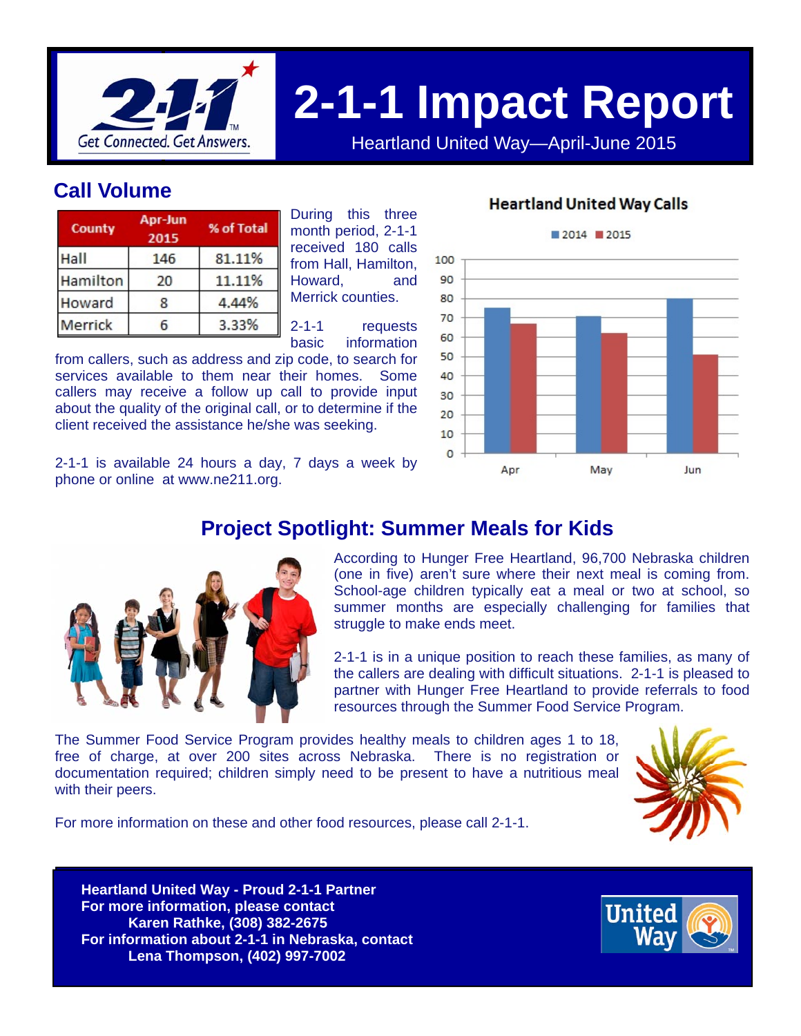# 2-1-1 Impact Report

Heartland United Way—April-June 2015

## Call Volume

| County | Apr-Jun 2015 | % of Total |
|---|---|---|
| Hall | 146 | 81.11% |
| Hamilton | 20 | 11.11% |
| Howard | 8 | 4.44% |
| Merrick | 6 | 3.33% |

During this three month period, 2-1-1 received 180 calls from Hall, Hamilton, Howard, and Merrick counties.

2-1-1 requests basic information from callers, such as address and zip code, to search for services available to them near their homes. Some callers may receive a follow up call to provide input about the quality of the original call, or to determine if the client received the assistance he/she was seeking.

2-1-1 is available 24 hours a day, 7 days a week by phone or online at www.ne211.org.

**Heartland United Way Calls**

## Project Spotlight: Summer Meals for Kids

According to Hunger Free Heartland, 96,700 Nebraska children (one in five) aren't sure where their next meal is coming from. School-age children typically eat a meal or two at school, so summer months are especially challenging for families that struggle to make ends meet.

2-1-1 is in a unique position to reach these families, as many of the callers are dealing with difficult situations. 2-1-1 is pleased to partner with Hunger Free Heartland to provide referrals to food resources through the Summer Food Service Program.

The Summer Food Service Program provides healthy meals to children ages 1 to 18, free of charge, at over 200 sites across Nebraska. There is no registration or documentation required; children simply need to be present to have a nutritious meal with their peers.

For more information on these and other food resources, please call 2-1-1.

**Heartland United Way - Proud 2-1-1 Partner**
**For more information, please contact**
**Karen Rathke, (308) 382-2675**
**For information about 2-1-1 in Nebraska, contact**
**Lena Thompson, (402) 997-7002**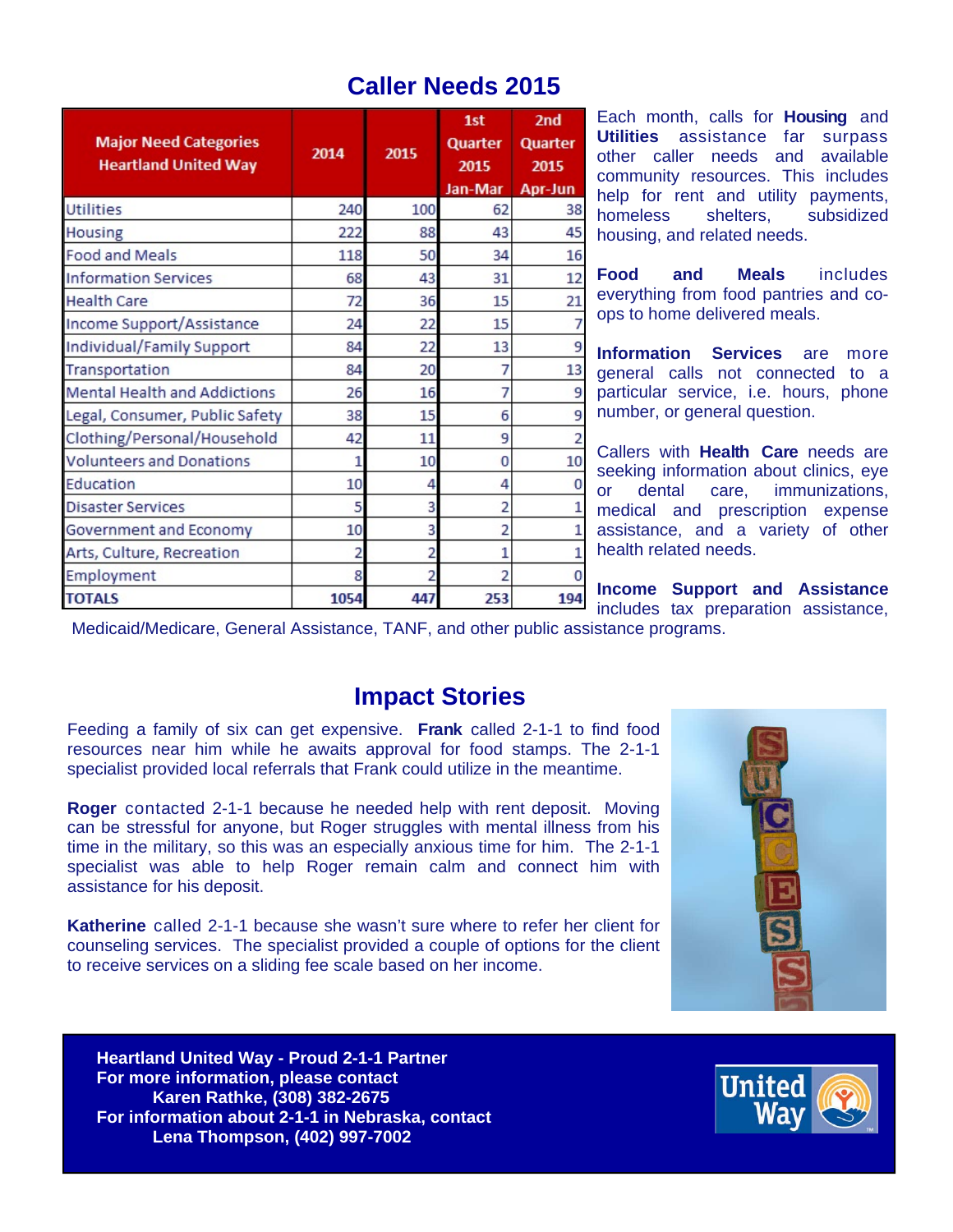# Caller Needs 2015

| Major Need Categories Heartland United Way | 2014 | 2015 | 1st Quarter 2015 Jan-Mar | 2nd Quarter 2015 Apr-Jun |
|---|---|---|---|---|
| Utilities | 240 | 100 | 62 | 38 |
| Housing | 222 | 88 | 43 | 45 |
| Food and Meals | 118 | 50 | 34 | 16 |
| Information Services | 68 | 43 | 31 | 12 |
| Health Care | 72 | 36 | 15 | 21 |
| Income Support/Assistance | 24 | 22 | 15 | 7 |
| Individual/Family Support | 84 | 22 | 13 | 9 |
| Transportation | 84 | 20 | 7 | 13 |
| Mental Health and Addictions | 26 | 16 | 7 | 9 |
| Legal, Consumer, Public Safety | 38 | 15 | 6 | 9 |
| Clothing/Personal/Household | 42 | 11 | 9 | 2 |
| Volunteers and Donations | 1 | 10 | 0 | 10 |
| Education | 10 | 4 | 4 | 0 |
| Disaster Services | 5 | 3 | 2 | 1 |
| Government and Economy | 10 | 3 | 2 | 1 |
| Arts, Culture, Recreation | 2 | 2 | 1 | 1 |
| Employment | 8 | 2 | 2 | 0 |
| **TOTALS** | **1054** | **447** | **253** | **194** |

Each month, calls for **Housing** and **Utilities** assistance far surpass other caller needs and available community resources. This includes help for rent and utility payments, homeless shelters, subsidized housing, and related needs.

**Food and Meals** includes everything from food pantries and co-ops to home delivered meals.

**Information Services** are more general calls not connected to a particular service, i.e. hours, phone number, or general question.

Callers with **Health Care** needs are seeking information about clinics, eye or dental care, immunizations, medical and prescription expense assistance, and a variety of other health related needs.

**Income Support and Assistance** includes tax preparation assistance, Medicaid/Medicare, General Assistance, TANF, and other public assistance programs.

# Impact Stories

Feeding a family of six can get expensive. **Frank** called 2-1-1 to find food resources near him while he awaits approval for food stamps. The 2-1-1 specialist provided local referrals that Frank could utilize in the meantime.

**Roger** contacted 2-1-1 because he needed help with rent deposit. Moving can be stressful for anyone, but Roger struggles with mental illness from his time in the military, so this was an especially anxious time for him. The 2-1-1 specialist was able to help Roger remain calm and connect him with assistance for his deposit.

**Katherine** called 2-1-1 because she wasn't sure where to refer her client for counseling services. The specialist provided a couple of options for the client to receive services on a sliding fee scale based on her income.

**Heartland United Way - Proud 2-1-1 Partner**
**For more information, please contact**
**Karen Rathke, (308) 382-2675**
**For information about 2-1-1 in Nebraska, contact**
**Lena Thompson, (402) 997-7002**